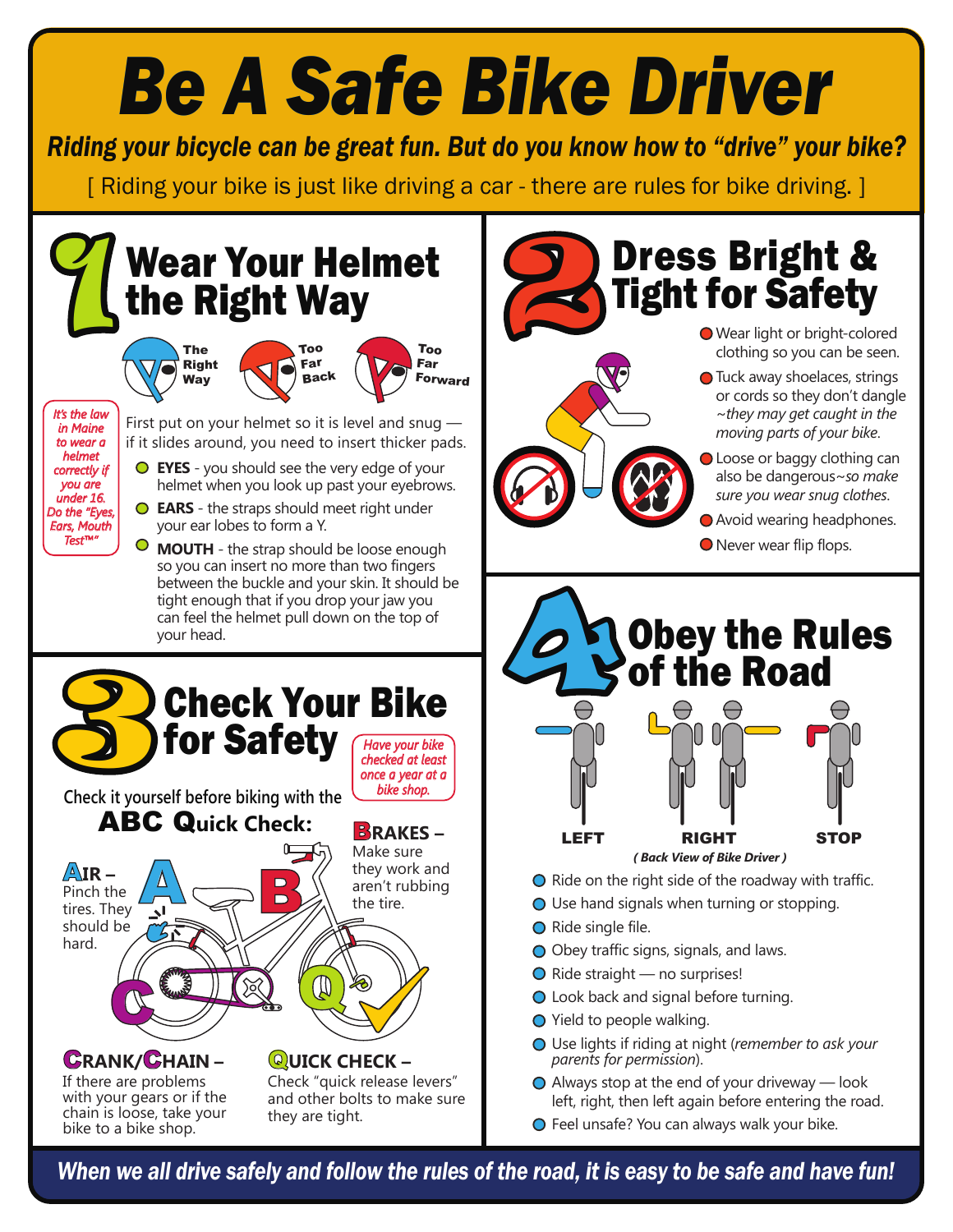# Be A Safe Bike Driver

***Riding your bicycle can be great fun. But do you know how to "drive" your bike?***

[ Riding your bike is just like driving a car - there are rules for bike driving. ]

## 1 Wear Your Helmet the Right Way

The Right Way | Too Far Back | Too Far Forward

*It's the law in Maine to wear a helmet correctly if you are under 16. Do the "Eyes, Ears, Mouth Test™"*

First put on your helmet so it is level and snug — if it slides around, you need to insert thicker pads.

- **EYES** - you should see the very edge of your helmet when you look up past your eyebrows.
- **EARS** - the straps should meet right under your ear lobes to form a Y.
- **MOUTH** - the strap should be loose enough so you can insert no more than two fingers between the buckle and your skin. It should be tight enough that if you drop your jaw you can feel the helmet pull down on the top of your head.

## 2 Dress Bright & Tight for Safety

- Wear light or bright-colored clothing so you can be seen.
- Tuck away shoelaces, strings or cords so they don't dangle *~they may get caught in the moving parts of your bike.*
- Loose or baggy clothing can also be dangerous*~so make sure you wear snug clothes.*
- Avoid wearing headphones.
- Never wear flip flops.

## 3 Check Your Bike for Safety

*Have your bike checked at least once a year at a bike shop.*

Check it yourself before biking with the **ABC Quick Check:**

**AIR –** Pinch the tires. They should be hard.

**BRAKES –** Make sure they work and aren't rubbing the tire.

**CRANK/CHAIN –** If there are problems with your gears or if the chain is loose, take your bike to a bike shop.

**QUICK CHECK –** Check "quick release levers" and other bolts to make sure they are tight.

## 4 Obey the Rules of the Road

**LEFT** | **RIGHT** | **STOP**

*( Back View of Bike Driver )*

- Ride on the right side of the roadway with traffic.
- Use hand signals when turning or stopping.
- Ride single file.
- Obey traffic signs, signals, and laws.
- Ride straight — no surprises!
- Look back and signal before turning.
- Yield to people walking.
- Use lights if riding at night (*remember to ask your parents for permission*).
- Always stop at the end of your driveway — look left, right, then left again before entering the road.
- Feel unsafe? You can always walk your bike.

***When we all drive safely and follow the rules of the road, it is easy to be safe and have fun!***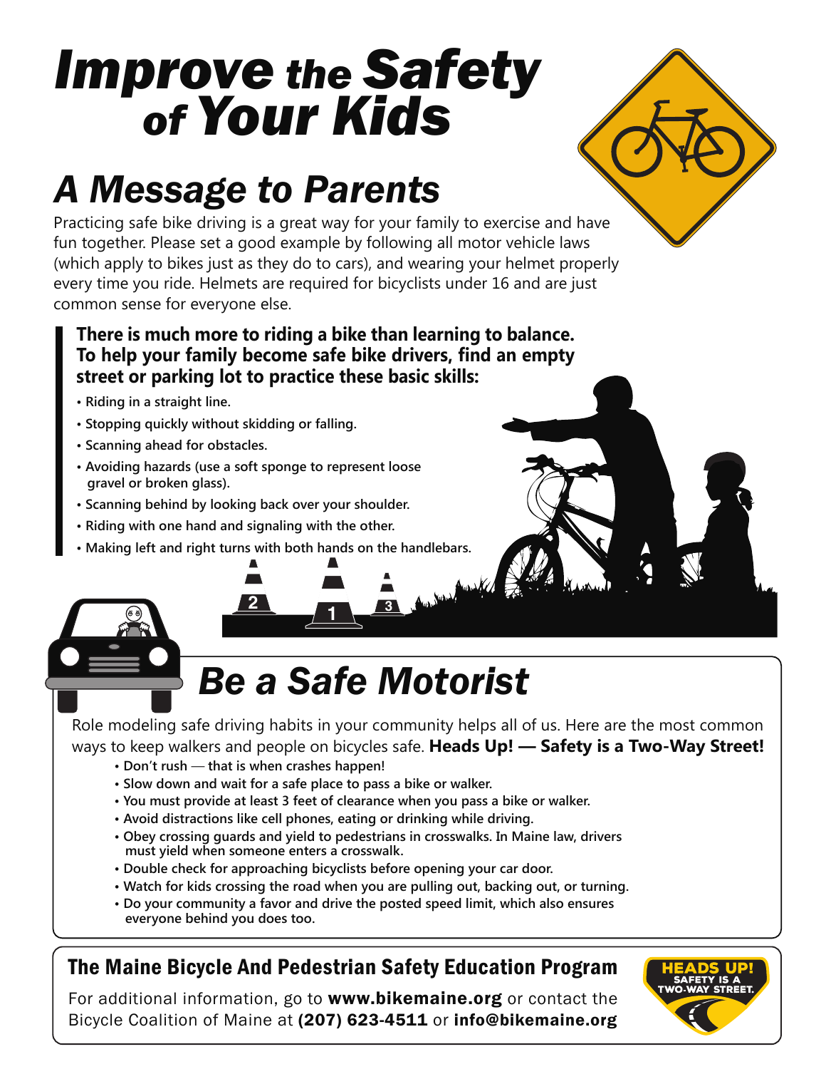# *Improve the Safety of Your Kids*

## *A Message to Parents*

Practicing safe bike driving is a great way for your family to exercise and have fun together. Please set a good example by following all motor vehicle laws (which apply to bikes just as they do to cars), and wearing your helmet properly every time you ride. Helmets are required for bicyclists under 16 and are just common sense for everyone else.

**There is much more to riding a bike than learning to balance. To help your family become safe bike drivers, find an empty street or parking lot to practice these basic skills:**

- **Riding in a straight line.**
- **Stopping quickly without skidding or falling.**
- **Scanning ahead for obstacles.**
- **Avoiding hazards (use a soft sponge to represent loose gravel or broken glass).**
- **Scanning behind by looking back over your shoulder.**
- **Riding with one hand and signaling with the other.**
- **Making left and right turns with both hands on the handlebars.**

2 1 3

## *Be a Safe Motorist*

Role modeling safe driving habits in your community helps all of us. Here are the most common ways to keep walkers and people on bicycles safe. **Heads Up! — Safety is a Two-Way Street!**

- **Don't rush — that is when crashes happen!**
- **Slow down and wait for a safe place to pass a bike or walker.**
- **You must provide at least 3 feet of clearance when you pass a bike or walker.**
- **Avoid distractions like cell phones, eating or drinking while driving.**
- **Obey crossing guards and yield to pedestrians in crosswalks. In Maine law, drivers must yield when someone enters a crosswalk.**
- **Double check for approaching bicyclists before opening your car door.**
- **Watch for kids crossing the road when you are pulling out, backing out, or turning.**
- **Do your community a favor and drive the posted speed limit, which also ensures everyone behind you does too.**

### The Maine Bicycle And Pedestrian Safety Education Program

For additional information, go to **www.bikemaine.org** or contact the Bicycle Coalition of Maine at **(207) 623-4511** or **info@bikemaine.org**

HEADS UP! SAFETY IS A TWO-WAY STREET.